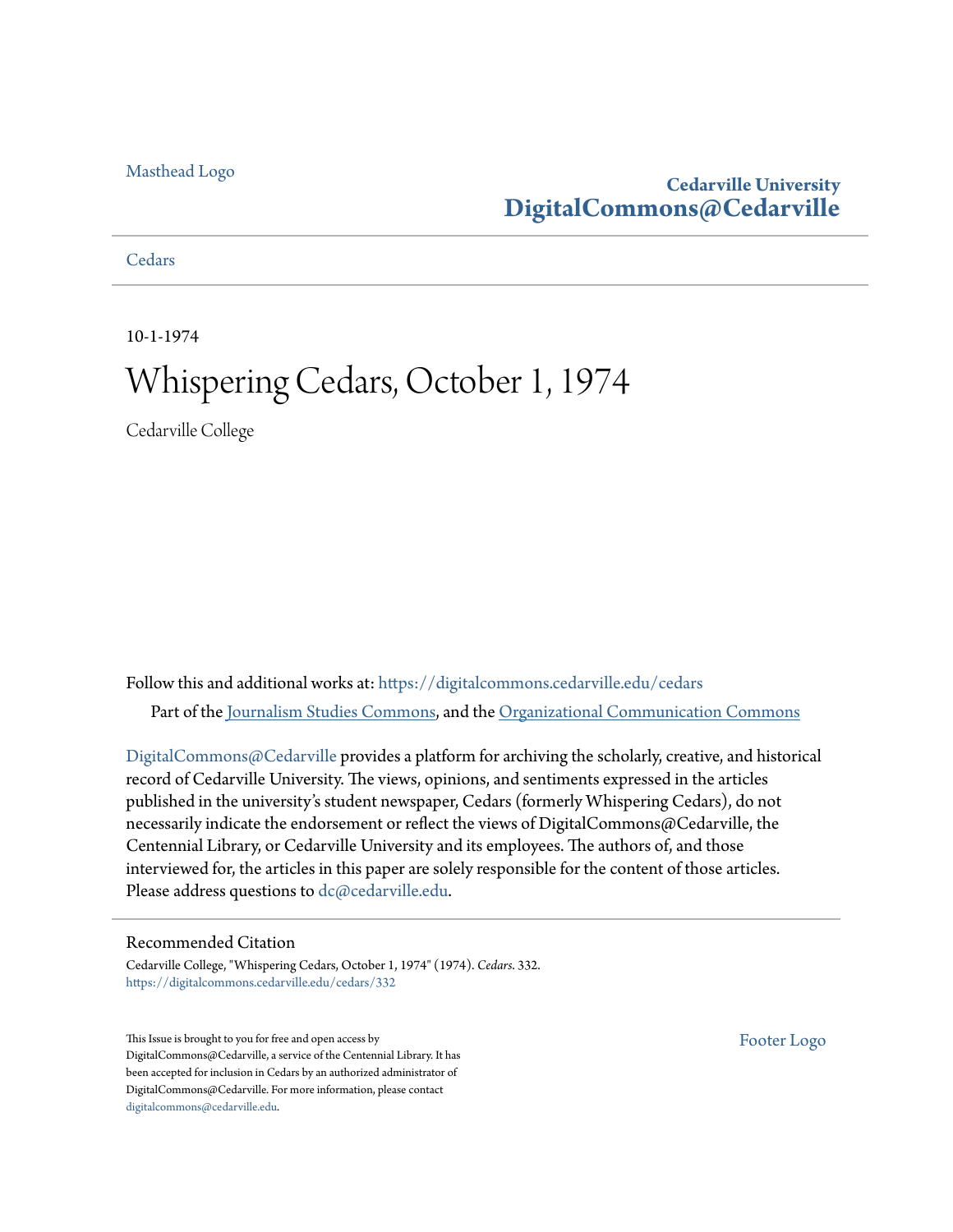Masthead Logo

**Cedarville University**
**DigitalCommons@Cedarville**

Cedars

10-1-1974

# Whispering Cedars, October 1, 1974

Cedarville College

Follow this and additional works at: https://digitalcommons.cedarville.edu/cedars

Part of the Journalism Studies Commons, and the Organizational Communication Commons

DigitalCommons@Cedarville provides a platform for archiving the scholarly, creative, and historical record of Cedarville University. The views, opinions, and sentiments expressed in the articles published in the university's student newspaper, Cedars (formerly Whispering Cedars), do not necessarily indicate the endorsement or reflect the views of DigitalCommons@Cedarville, the Centennial Library, or Cedarville University and its employees. The authors of, and those interviewed for, the articles in this paper are solely responsible for the content of those articles. Please address questions to dc@cedarville.edu.

## Recommended Citation

Cedarville College, "Whispering Cedars, October 1, 1974" (1974). *Cedars*. 332.
https://digitalcommons.cedarville.edu/cedars/332

This Issue is brought to you for free and open access by DigitalCommons@Cedarville, a service of the Centennial Library. It has been accepted for inclusion in Cedars by an authorized administrator of DigitalCommons@Cedarville. For more information, please contact digitalcommons@cedarville.edu.

Footer Logo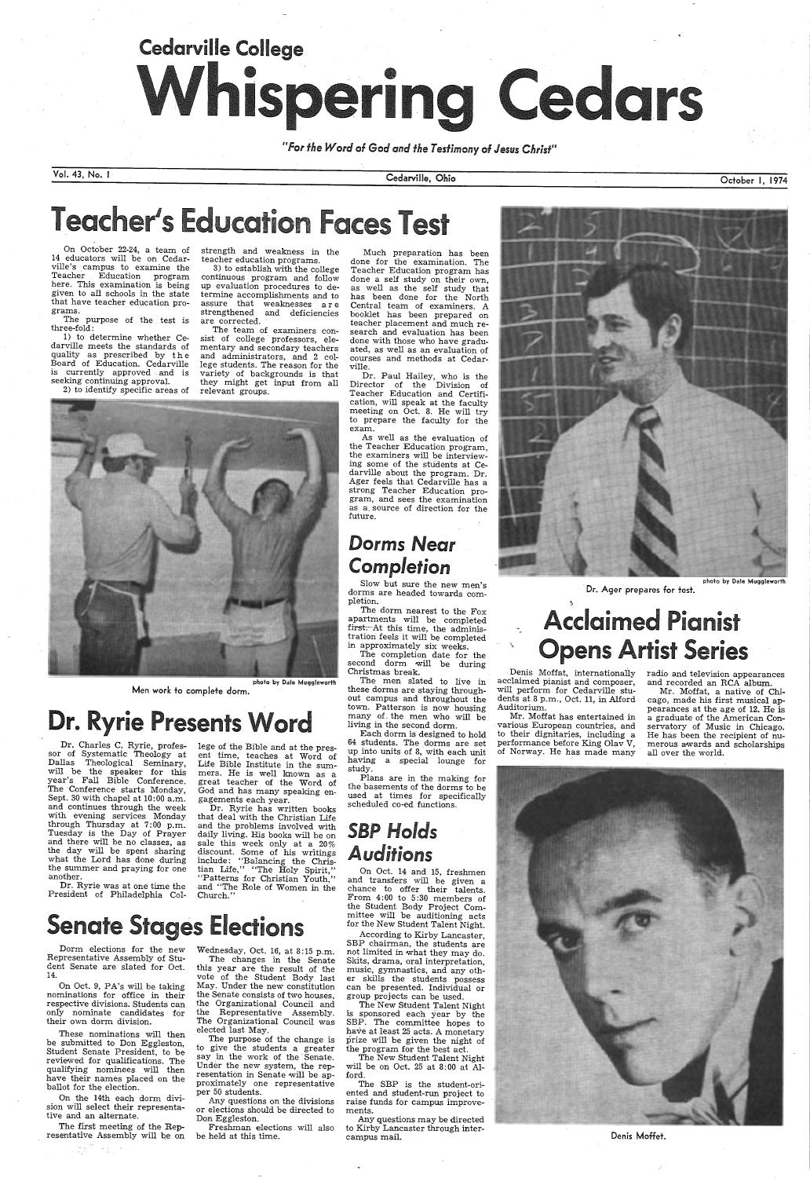Cedarville College

# Whispering Cedars

*"For the Word of God and the Testimony of Jesus Christ"*

Vol. 43, No. 1 — Cedarville, Ohio — October 1, 1974

## Teacher's Education Faces Test

On October 22-24, a team of 14 educators will be on Cedarville's campus to examine the Teacher Education program here. This examination is being given to all schools in the state that have teacher education programs.

The purpose of the test is three-fold:

1) to determine whether Cedarville meets the standards of quality as prescribed by the Board of Education. Cedarville is currently approved and is seeking continuing approval.

2) to identify specific areas of strength and weakness in the teacher education programs.

3) to establish with the college continuous program and follow up evaluation procedures to determine accomplishments and to assure that weaknesses are strengthened and deficiencies are corrected.

The team of examiners consist of college professors, elementary and secondary teachers and administrators, and 2 college students. The reason for the variety of backgrounds is that they might get input from all relevant groups.

Much preparation has been done for the examination. The Teacher Education program has done a self study on their own, as well as the self study that has been done for the North Central team of examiners. A booklet has been prepared on teacher placement and much research and evaluation has been done with those who have graduated, as well as an evaluation of courses and methods at Cedarville.

Dr. Paul Hailey, who is the Director of the Division of Teacher Education and Certification, will speak at the faculty meeting on Oct. 8. He will try to prepare the faculty for the exam.

As well as the evaluation of the Teacher Education program, the examiners will be interviewing some of the students at Cedarville about the program. Dr. Ager feels that Cedarville has a strong Teacher Education program, and sees the examination as a source of direction for the future.

photo by Dale Muggleworth

Dr. Ager prepares for test.

photo by Dale Muggleworth

Men work to complete dorm.

## Dorms Near Completion

Slow but sure the new men's dorms are headed towards completion.

The dorm nearest to the Fox apartments will be completed first. At this time, the administration feels it will be completed in approximately six weeks.

The completion date for the second dorm will be during Christmas break.

The men slated to live in these dorms are staying throughout campus and throughout the town. Patterson is now housing many of the men who will be living in the second dorm.

Each dorm is designed to hold 64 students. The dorms are set up into units of 8, with each unit having a special lounge for study.

Plans are in the making for the basements of the dorms to be used at times for specifically scheduled co-ed functions.

## Dr. Ryrie Presents Word

Dr. Charles C. Ryrie, professor of Systematic Theology at Dallas Theological Seminary, will be the speaker for this year's Fall Bible Conference. The Conference starts Monday, Sept. 30 with chapel at 10:00 a.m. and continues through the week with evening services Monday through Thursday at 7:00 p.m. Tuesday is the Day of Prayer and there will be no classes, as the day will be spent sharing what the Lord has done during the summer and praying for one another.

Dr. Ryrie was at one time the President of Philadelphia College of the Bible and at the present time, teaches at Word of Life Bible Institute in the summers. He is well known as a great teacher of the Word of God and has many speaking engagements each year.

Dr. Ryrie has written books that deal with the Christian Life and the problems involved with daily living. His books will be on sale this week only at a 20% discount. Some of his writings include: "Balancing the Christian Life," "The Holy Spirit," "Patterns for Christian Youth," and "The Role of Women in the Church."

## SBP Holds Auditions

On Oct. 14 and 15, freshmen and transfers will be given a chance to offer their talents. From 4:00 to 5:30 members of the Student Body Project Committee will be auditioning acts for the New Student Talent Night.

According to Kirby Lancaster, SBP chairman, the students are not limited in what they may do. Skits, drama, oral interpretation, music, gymnastics, and any other skills the students possess can be presented. Individual or group projects can be used.

The New Student Talent Night is sponsored each year by the SBP. The committee hopes to have at least 25 acts. A monetary prize will be given the night of the program for the best act.

The New Student Talent Night will be on Oct. 25 at 8:00 at Alford.

The SBP is the student-oriented and student-run project to raise funds for campus improvements.

Any questions may be directed to Kirby Lancaster through intercampus mail.

## Senate Stages Elections

Dorm elections for the new Representative Assembly of Student Senate are slated for Oct. 14.

On Oct. 9, PA's will be taking nominations for office in their respective divisions. Students can only nominate candidates for their own dorm division.

These nominations will then be submitted to Don Eggleston, Student Senate President, to be reviewed for qualifications. The qualifying nominees will then have their names placed on the ballot for the election.

On the 14th each dorm division will select their representative and an alternate.

The first meeting of the Representative Assembly will be on Wednesday, Oct. 16, at 8:15 p.m.

The changes in the Senate this year are the result of the vote of the Student Body last May. Under the new constitution the Senate consists of two houses, the Organizational Council and the Representative Assembly. The Organizational Council was elected last May.

The purpose of the change is to give the students a greater say in the work of the Senate. Under the new system, the representation in Senate will be approximately one representative per 50 students.

Any questions on the divisions or elections should be directed to Don Eggleston.

Freshman elections will also be held at this time.

## Acclaimed Pianist Opens Artist Series

Denis Moffat, internationally acclaimed pianist and composer, will perform for Cedarville students at 8 p.m., Oct. 11, in Alford Auditorium.

Mr. Moffat has entertained in various European countries, and to their dignitaries, including a performance before King Olav V, of Norway. He has made many radio and television appearances and recorded an RCA album.

Mr. Moffat, a native of Chicago, made his first musical appearances at the age of 12. He is a graduate of the American Conservatory of Music in Chicago. He has been the recipient of numerous awards and scholarships all over the world.

Denis Moffet.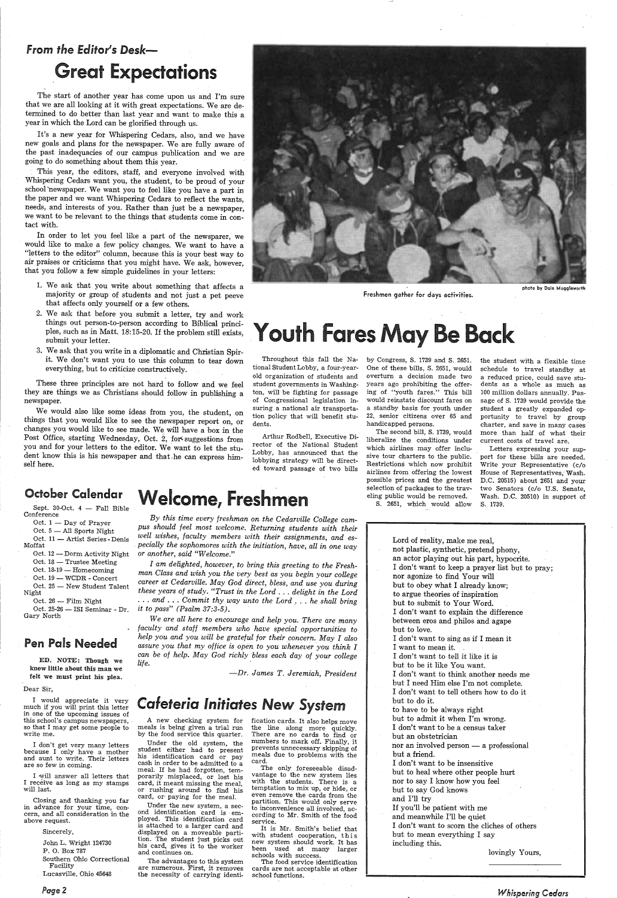## From the Editor's Desk—

# Great Expectations

The start of another year has come upon us and I'm sure that we are all looking at it with great expectations. We are determined to do better than last year and want to make this a year in which the Lord can be glorified through us.

It's a new year for Whispering Cedars, also, and we have new goals and plans for the newspaper. We are fully aware of the past inadequacies of our campus publication and we are going to do something about them this year.

This year, the editors, staff, and everyone involved with Whispering Cedars want you, the student, to be proud of your school newspaper. We want you to feel like you have a part in the paper and we want Whispering Cedars to reflect the wants, needs, and interests of you. Rather than just be a newspaper, we want to be relevant to the things that students come in contact with.

In order to let you feel like a part of the newsparer, we would like to make a few policy changes. We want to have a "letters to the editor" column, because this is your best way to air praises or criticisms that you might have. We ask, however, that you follow a few simple guidelines in your letters:

1. We ask that you write about something that affects a majority or group of students and not just a pet peeve that affects only yourself or a few others.
2. We ask that before you submit a letter, try and work things out person-to-person according to Biblical principles, such as in Matt. 18:15-20. If the problem still exists, submit your letter.
3. We ask that you write in a diplomatic and Christian Spirit. We don't want you to use this column to tear down everything, but to criticize constructively.

These three principles are not hard to follow and we feel they are things we as Christians should follow in publishing a newspaper.

We would also like some ideas from you, the student, on things that you would like to see the newspaper report on, or changes you would like to see made. We will have a box in the Post Office, starting Wednesday, Oct. 2, for suggestions from you and for your letters to the editor. We want to let the student know this is his newspaper and that he can express himself here.

photo by Dale Muggleworth

Freshmen gather for days activities.

# Youth Fares May Be Back

Throughout this fall the National Student Lobby, a four-year-old organization of students and student governments in Washington, will be fighting for passage of Congressional legislation insuring a national air transportation policy that will benefit students.

Arthur Rodbell, Executive Director of the National Student Lobby, has announced that the lobbying strategy will be directed toward passage of two bills by Congress, S. 1739 and S. 2651. One of these bills, S. 2651, would overturn a decision made two years ago prohibiting the offering of "youth fares." This bill would reinstate discount fares on a standby basis for youth under 22, senior citizens over 65 and handicapped persons.

The second bill, S. 1739, would liberalize the conditions under which airlines may offer inclusive tour charters to the public. Restrictions which now prohibit airlines from offering the lowest possible prices and the greatest selection of packages to the traveling public would be removed.

S. 2651, which would allow the student with a flexible time schedule to travel standby at a reduced price, could save students as a whole as much as 100 million dollars annually. Passage of S. 1739 would provide the student a greatly expanded opportunity to travel by group charter, and save in many cases more than half of what their current costs of travel are.

Letters expressing your support for these bills are needed. Write your Representative (c/o House of Representatives, Wash. D.C. 20515) about 2651 and your two Senators (c/o U.S. Senate, Wash. D.C. 20510) in support of S. 1739.

## October Calendar

Sept. 30-Oct. 4 — Fall Bible Conference
Oct. 1 — Day of Prayer
Oct. 5 — All Sports Night
Oct. 11 — Artist Series - Denis Moffat
Oct. 12 — Dorm Activity Night
Oct. 18 — Trustee Meeting
Oct. 18-19 — Homecoming
Oct. 19 — WCDR - Concert
Oct. 25 — New Student Talent Night
Oct. 26 — Film Night
Oct. 25-26 — ISI Seminar - Dr. Gary North

# Welcome, Freshmen

*By this time every freshman on the Cedarville College campus should feel most welcome. Returning students with their well wishes, faculty members with their assignments, and especially the sophomores with the initiation, have, all in one way or another, said "Welcome."*

*I am delighted, however, to bring this greeting to the Freshman Class and wish you the very best as you begin your college career at Cedarville. May God direct, bless, and use you during these years of study. "Trust in the Lord . . . delight in the Lord . . . and . . . Commit thy way unto the Lord . . . he shall bring it to pass" (Psalm 37:3-5).*

*We are all here to encourage and help you. There are many faculty and staff members who have special opportunities to help you and you will be grateful for their concern. May I also assure you that my office is open to you whenever you think I can be of help. May God richly bless each day of your college life.*

*—Dr. James T. Jeremiah, President*

## Pen Pals Needed

**ED. NOTE: Though we know little about this man we felt we must print his plea.**

Dear Sir,

I would appreciate it very much if you will print this letter in one of the upcoming issues of this school's campus newspapers, so that I may get some people to write me.

I don't get very many letters because I only have a mother and aunt to write. Their letters are so few in coming.

I will answer all letters that I receive as long as my stamps will last.

Closing and thanking you far in advance for your time, concern, and all consideration in the above request.

Sincerely,

John L. Wright 124730
P. O. Box 787
Southern Ohio Correctional Facility
Lucasville, Ohio 45648

# Cafeteria Initiates New System

A new checking system for meals is being given a trial run by the food service this quarter.

Under the old system, the student either had to present his identification card or pay cash in order to be admitted to a meal. If he had forgotten, temporarily misplaced, or lost his card, it meant missing the meal, or rushing around to find his card, or paying for the meal.

Under the new system, a second identification card is employed. This identification card is attached to a larger card and displayed on a moveable partition. The student just picks out his card, gives it to the worker and continues on.

The advantages to this system are numerous. First, it removes the necessity of carrying identification cards. It also helps move the line along more quickly. There are no cards to find or numbers to mark off. Finally, it prevents unnecessary skipping of meals due to problems with the card.

The only foreseeable disadvantage to the new system lies with the students. There is a temptation to mix up, or hide, or even remove the cards from the partition. This would only serve to inconvenience all involved, according to Mr. Smith of the food service.

It is Mr. Smith's belief that with student cooperation, this new system should work. It has been used at many larger schools with success.

The food service identification cards are not acceptable at other school functions.

Lord of reality, make me real,
not plastic, synthetic, pretend phony,
an actor playing out his part, hypocrite.
I don't want to keep a prayer list but to pray;
nor agonize to find Your will
but to obey what I already know;
to argue theories of inspiration
but to submit to Your Word.
I don't want to explain the difference
between eros and philos and agape
but to love.
I don't want to sing as if I mean it
I want to mean it.
I don't want to tell it like it is
but to be it like You want.
I don't want to think another needs me
but I need Him else I'm not complete.
I don't want to tell others how to do it
but to do it.
to have to be always right
but to admit it when I'm wrong.
I don't want to be a census taker
but an obstetrician
nor an involved person — a professional
but a friend.
I don't want to be insensitive
but to heal where other people hurt
nor to say I know how you feel
but to say God knows
and I'll try
If you'll be patient with me
and meanwhile I'll be quiet
I don't want to scorn the cliches of others
but to mean everything I say
including this.

lovingly Yours,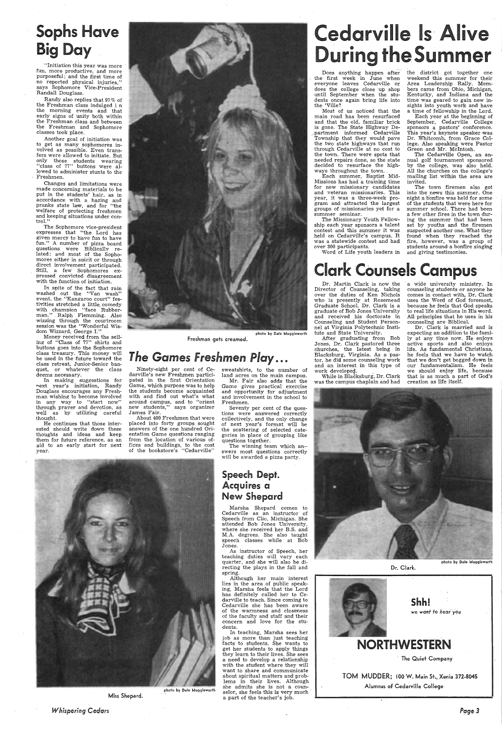# Sophs Have Big Day

"Initiation this year was more fun, more productive, and more purposeful; and the first time of no reported physical injuries," says Sophomore Vice-President Randall Douglass.

Randy also replies that 97% of the Freshman class indulged in the morning events and that early signs of unity both within the Freshman class and between the Freshman and Sophomore classes took place.

Another goal of initiation was to get as many sophomores involved as possible. Even transfers were allowed to initiate. But only those students wearing "class of 77" buttons were allowed to administer stunts to the Freshmen.

Changes and limitations were made concerning materials to be put in the students' hair, as in accordance with a hazing and pranks state law, and for "the welfare of protecting freshmen and keeping situations under control."

The Sophomore vice-president expresses that "the Lord has given mercy to have fun to have fun." A number of pizza board questions were Biblically related; and most of the Sophomores either in spirit or through direct involvement participated. Still, a few Sophomores expressed convicted disagreement with the function of initiation.

In spite of the fact that rain washed out the "Van wash" event, the "Kangaroo court" festivities stretched a little comedy with champion "face Rubberman," Ralph Flemming. Also wizzing through the courtroom session was the "Wonderful Wisdom Wizzard, George I."

Money received from the selling of "Class of 77" shirts and buttons goes into the Sophomore class treasury. This money will be used in the future toward the class retreat, Junior-Senior banquet, or whatever the class deems necessary.

In making suggestions for next year's initiation, Randy Douglass encourages any Freshman wishing to become involved in any way to "start now" through prayer and devotion, as well as by utilizing careful thought.

He continues that those interested should write down these thoughts and ideas and keep them for future reference, as an aid to an early start for next year.

Freshman gets creamed.

photo by Dale Muggleworth

## *The Games Freshmen Play...*

Ninety-eight per cent of Cedarville's new Freshmen participated in the first Orientation Game, which purpose was to help the students become acquainted with and find out what's what around campus, and to "orient new students," says organizer James Fair.

About 400 Freshmen that were placed into forty groups sought answers of the one hundred Orientation Game questions ranging from the location of various offices and buildings, to the cost of the bookstore's "Cedarville" sweatshirts, to the number of land acres on the main campus.

Mr. Fair also adds that the Game gives practical exercise and opportunity for adjustment and involvement in the school to Freshmen.

Seventy per cent of the questions were answered correctly collectively, and the only change of next year's format will be the scattering of selected categories in place of grouping like questions together.

The winning team which answers most questions correctly will be awarded a pizza party.

# Cedarville Is Alive During the Summer

Does anything happen after the first week in June when everyone leaves Cedarville or does the college close up shop until September when the students once again bring life into the 'Ville?

Most of us noticed that the main road has been resurfaced and that the old, familiar brick is gone. The State Highway Department informed Cedarville Township that they would pave the two state highways that run through Cedarville at no cost to the town. There were spots that needed repairs done, so the state decided to resurface the highways throughout the town.

Each summer, Baptist Mid-Missions has had a training time for new missionary candidates and veteran missionaries. This year, it was a three-week program and attracted the largest groups of missionaries yet for a summer seminar.

The Missionary Youth Fellowship each year sponsors a talent contest and this summer it was held on Cedarville's campus. It was a statewide contest and had over 300 participants.

Word of Life youth leaders in the district got together one weekend this summer for their Area Leadership Rally. Members came from Ohio, Michigan, Kentucky, and Indiana and the time was geared to gain new insights into youth work and have a time of fellowship in the Lord.

Each year at the beginning of September, Cedarville College sponsors a pastors' conference. This year's keynote speaker was Dr. Whitcomb, from Grace College. Also speaking were Pastor Green and Mr. McIntosh.

The Cedarville Open, an annual golf tournament sponsored by the college, was also held. All the churches on the college's mailing list within the area are invited.

The town firemen also got into the news this summer. One night a bonfire was held for some of the students that were here for summer school. There had been a few other fires in the town during the summer that had been set by youths and the firemen suspected another one. What they found when they reached the fire, however, was a group of students around a bonfire singing and giving testimonies.

# Clark Counsels Campus

Dr. Martin Clark is now the Director of Counseling, taking over the duties of Ken Nichols who is presently at Rosemead Graduate School. Dr. Clark is a graduate of Bob Jones University and received his doctorate in Counseling and Student Personnel at Virginia Polytechnic Institute and State University.

After graduating from Bob Jones, Dr. Clark pastored three churches, the latest being in Blacksburg, Virginia. As a pastor, he did some counseling work and an interest in this type of work developed.

While in Blacksburg, Dr. Clark was the campus chaplain and had a wide university ministry. In counseling students or anyone he comes in contact with, Dr. Clark uses the Word of God foremost, because he feels that God speaks to real life situations in His word. All principles that he uses in his counseling are Biblical.

Dr. Clark is married and is expecting an addition to the family at any time now. He enjoys active sports and also enjoys life. As fundamental Christians, he feels that we have to watch that we don't get bogged down in our fundamentalism. He feels we should enjoy life, because that is as much a part of God's creation as life itself.

Dr. Clark.

photo by Dale Muggleworth

## Speech Dept. Acquires a New Shepard

Marsha Shepard comes to Cedarville as an instructor of Speech from Clio, Michigan. She attended Bob Jones University, where she received her B.S. and M.A. degrees. She also taught speech classes while at Bob Jones.

As instructor of Speech, her teaching duties will vary each quarter, and she will also be directing the plays in the fall and spring.

Although her main interest lies in the area of public speaking, Marsha feels that the Lord has definitely called her to Cedarville to teach. Since coming to Cedarville she has been aware of the warmness and closeness of the faculty and staff and their concern and love for the students.

In teaching, Marsha sees her job as more than just teaching facts to students. She wants to get her students to apply things they learn to their lives. She sees a need to develop a relationship with the student where they will want to share and communicate about spiritual matters and problems in their lives. Although she admits she is not a counselor, she feels this is very much a part of the teacher's job.

Miss Shepard.

photo by Dale Muggleworth

**Shh!**

*we want to hear you*

**NORTHWESTERN**

The Quiet Company

TOM MUDDER; 100 W. Main St., Xenia 372-8045

Alumnus of Cedarville College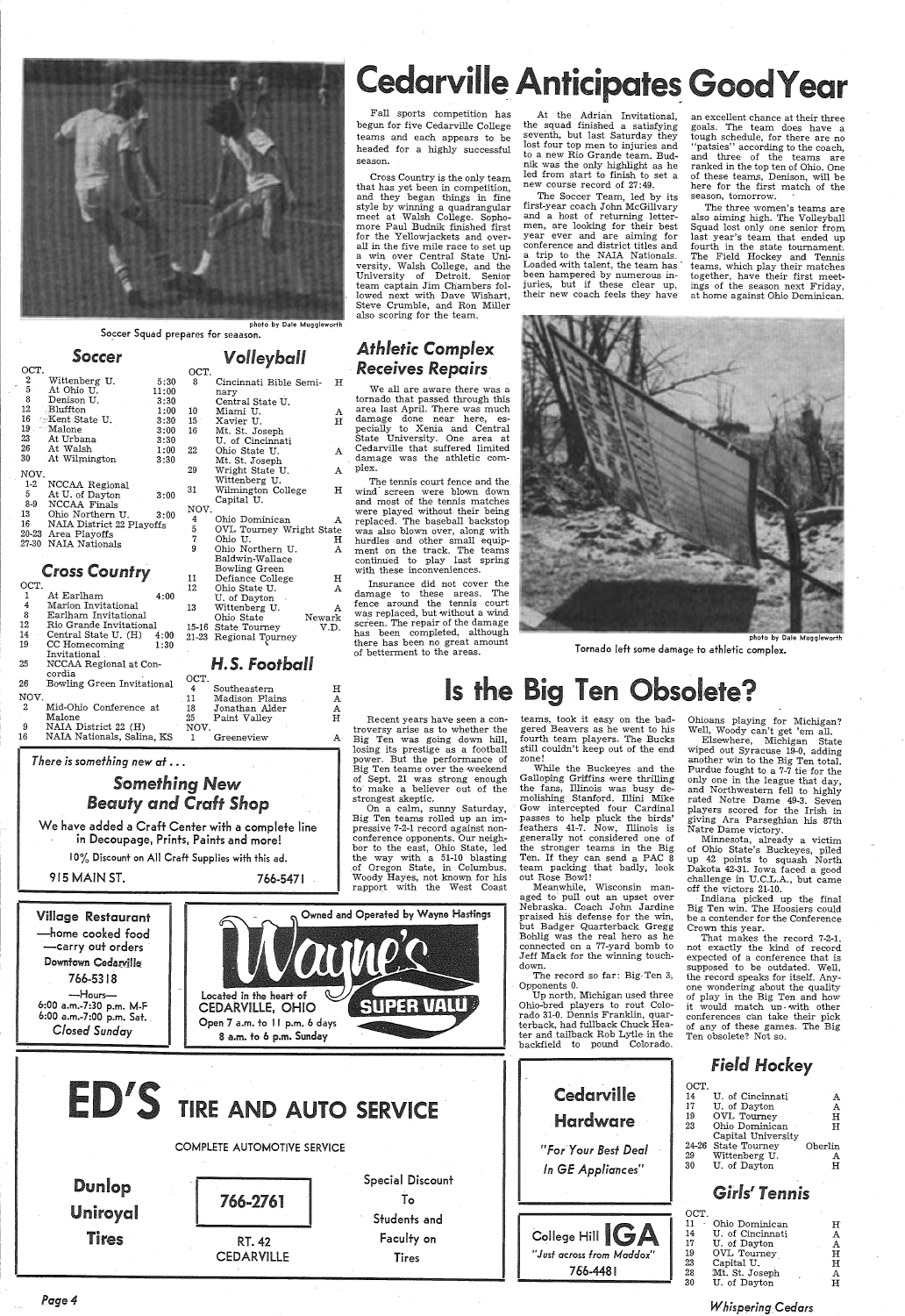photo by Dale Muggleworth

Soccer Squad prepares for seaason.

# Cedarville Anticipates Good Year

Fall sports competition has begun for five Cedarville College teams and each appears to be headed for a highly successful season.

Cross Country is the only team that has yet been in competition, and they began things in fine style by winning a quadrangular meet at Walsh College. Sophomore Paul Budnik finished first for the Yellowjackets and overall in the five mile race to set up a win over Central State University, Walsh College, and the University of Detroit. Senior team captain Jim Chambers followed next with Dave Wishart, Steve Crumble, and Ron Miller also scoring for the team.

At the Adrian Invitational, the squad finished a satisfying seventh, but last Saturday they lost four top men to injuries and to a new Rio Grande team. Budnik was the only highlight as he led from start to finish to set a new course record of 27:49.

The Soccer Team, led by its first-year coach John McGillvary and a host of returning lettermen, are looking for their best year ever and are aiming for conference and district titles and a trip to the NAIA Nationals. Loaded with talent, the team has been hampered by numerous injuries, but if these clear up, their new coach feels they have an excellent chance at their three goals. The team does have a tough schedule, for there are no "patsies" according to the coach, and three of the teams are ranked in the top ten of Ohio. One of these teams, Denison, will be here for the first match of the season, tomorrow.

The three women's teams are also aiming high. The Volleyball Squad lost only one senior from last year's team that ended up fourth in the state tournament. The Field Hockey and Tennis teams, which play their matches together, have their first meetings of the season next Friday, at home against Ohio Dominican.

## Soccer

| | | |
|---|---|---|
| OCT. | | |
| 2 | Wittenberg U. | 5:30 |
| 5 | At Ohio U. | 11:00 |
| 8 | Denison U. | 3:30 |
| 12 | Bluffton | 1:00 |
| 16 | Kent State U. | 3:30 |
| 19 | Malone | 3:00 |
| 23 | At Urbana | 3:30 |
| 26 | At Walsh | 1:00 |
| 30 | At Wilmington | 3:30 |
| NOV. | | |
| 1-2 | NCCAA Regional | |
| 5 | At U. of Dayton | 3:00 |
| 8-9 | NCCAA Finals | |
| 13 | Ohio Northern U. | 3:00 |
| 16 | NAIA District 22 Playoffs | |
| 20-23 | Area Playoffs | |
| 27-30 | NAIA Nationals | |

## Cross Country

| | | |
|---|---|---|
| OCT. | | |
| 1 | At Earlham | 4:00 |
| 4 | Marion Invitational | |
| 8 | Earlham Invitational | |
| 12 | Rio Grande Invitational | |
| 14 | Central State U. (H) | 4:00 |
| 19 | CC Homecoming Invitational | 1:30 |
| 25 | NCCAA Regional at Concordia | |
| 26 | Bowling Green Invitational | |
| NOV. | | |
| 2 | Mid-Ohio Conference at Malone | |
| 9 | NAIA District 22 (H) | |
| 16 | NAIA Nationals, Salina, KS | |

## Volleyball

| | | |
|---|---|---|
| OCT. | | |
| 8 | Cincinnati Bible Seminary; Central State U. | H |
| 10 | Miami U. | A |
| 15 | Xavier U. | H |
| 16 | Mt. St. Joseph; U. of Cincinnati | |
| 22 | Ohio State U.; Mt. St. Joseph | A |
| 29 | Wright State U.; Wittenberg U. | A |
| 31 | Wilmington College; Capital U. | H |
| NOV. | | |
| 4 | Ohio Dominican | A |
| 5 | OVL Tourney Wright State | |
| 7 | Ohio U. | H |
| 9 | Ohio Northern U.; Baldwin-Wallace; Bowling Green | A |
| 11 | Defiance College | H |
| 12 | Ohio State U.; U. of Dayton | A |
| 13 | Wittenberg U.; Ohio State | A; Newark |
| 15-16 | State Tourney | V.D. |
| 21-23 | Regional Tourney | |

## H.S. Football

| | | |
|---|---|---|
| OCT. | | |
| 4 | Southeastern | H |
| 11 | Madison Plains | A |
| 18 | Jonathan Alder | A |
| 25 | Paint Valley | H |
| NOV. | | |
| 1 | Greeneview | A |

*There is something new at . . .*

**Something New Beauty and Craft Shop**

We have added a Craft Center with a complete line in Decoupage, Prints, Paints and more!

10% Discount on All Craft Supplies with this ad.

915 MAIN ST. 766-5471

## Athletic Complex Receives Repairs

We all are aware there was a tornado that passed through this area last April. There was much damage done near here, especially to Xenia and Central State University. One area at Cedarville that suffered limited damage was the athletic complex.

The tennis court fence and the wind screen were blown down and most of the tennis matches were played without their being replaced. The baseball backstop was also blown over, along with hurdles and other small equipment on the track. The teams continued to play last spring with these inconveniences.

Insurance did not cover the damage to these areas. The fence around the tennis court was replaced, but without a wind screen. The repair of the damage has been completed, although there has been no great amount of betterment to the areas.

photo by Dale Muggleworth

Tornado left some damage to athletic complex.

# Is the Big Ten Obsolete?

Recent years have seen a controversy arise as to whether the Big Ten was going down hill, losing its prestige as a football power. But the performance of Big Ten teams over the weekend of Sept. 21 was strong enough to make a believer out of the strongest skeptic.

On a calm, sunny Saturday, Big Ten teams rolled up an impressive 7-2-1 record against non-conference opponents. Our neighbor to the east, Ohio State, led the way with a 51-10 blasting of Oregon State, in Columbus. Woody Hayes, not known for his rapport with the West Coast teams, took it easy on the badgered Beavers as he went to his fourth team players. The Bucks still couldn't keep out of the end zone!

While the Buckeyes and the Galloping Griffins were thrilling the fans, Illinois was busy demolishing Stanford. Illini Mike Gow intercepted four Cardinal passes to help pluck the birds' feathers 41-7. Now, Illinois is generally not considered one of the stronger teams in the Big Ten. If they can send a PAC 8 team packing that badly, look out Rose Bowl!

Meanwhile, Wisconsin managed to pull out an upset over Nebraska. Coach John Jardine praised his defense for the win, but Badger Quarterback Gregg Bohlig was the real hero as he connected on a 77-yard bomb to Jeff Mack for the winning touchdown.

The record so far: Big Ten 3, Opponents 0.

Up north, Michigan used three Ohio-bred players to rout Colorado 31-0. Dennis Franklin, quarterback, had fullback Chuck Heater and tailback Rob Lytle in the backfield to pound Colorado. Ohioans playing for Michigan? Well, Woody can't get 'em all.

Elsewhere, Michigan State wiped out Syracuse 19-0, adding another win to the Big Ten total. Purdue fought to a 7-7 tie for the only one in the league that day, and Northwestern fell to highly rated Notre Dame 49-3. Seven players scored for the Irish in giving Ara Parseghian his 87th Natre Dame victory.

Minnesota, already a victim of Ohio State's Buckeyes, piled up 42 points to squash North Dakota 42-31. Iowa faced a good challenge in U.C.L.A., but came off the victors 21-10.

Indiana picked up the final Big Ten win. The Hoosiers could be a contender for the Conference Crown this year.

That makes the record 7-2-1, not exactly the kind of record expected of a conference that is supposed to be outdated. Well, the record speaks for itself. Anyone wondering about the quality of play in the Big Ten and how it would match up with other conferences can take their pick of any of these games. The Big Ten obsolete? Not so.

**Village Restaurant**
—home cooked food
—carry out orders
Downtown Cedarville
766-5318
—Hours—
6:00 a.m.-7:30 p.m. M-F
6:00 a.m.-7:00 p.m. Sat.
*Closed Sunday*

Owned and Operated by Wayne Hastings

**Wayne's SUPER VALU**

Located in the heart of CEDARVILLE, OHIO
Open 7 a.m. to 11 p.m. 6 days
8 a.m. to 6 p.m. Sunday

**ED'S TIRE AND AUTO SERVICE**

COMPLETE AUTOMOTIVE SERVICE

Dunlop Uniroyal Tires

766-2761

RT. 42 CEDARVILLE

Special Discount To Students and Faculty on Tires

**Cedarville Hardware**

*"For Your Best Deal In GE Appliances"*

**College Hill IGA**

*"Just across from Maddox"*

766-4481

## Field Hockey

| | | |
|---|---|---|
| OCT. | | |
| 14 | U. of Cincinnati | A |
| 17 | U. of Dayton | A |
| 19 | OVL Tourney | H |
| 23 | Ohio Dominican; Capital University | H |
| 24-26 | State Tourney | Oberlin |
| 29 | Wittenberg U. | A |
| 30 | U. of Dayton | H |

## Girls' Tennis

| | | |
|---|---|---|
| OCT. | | |
| 11 | Ohio Dominican | H |
| 14 | U. of Cincinnati | A |
| 17 | U. of Dayton | A |
| 19 | OVL Tourney | H |
| 23 | Capital U. | H |
| 28 | Mt. St. Joseph | A |
| 30 | U. of Dayton | H |